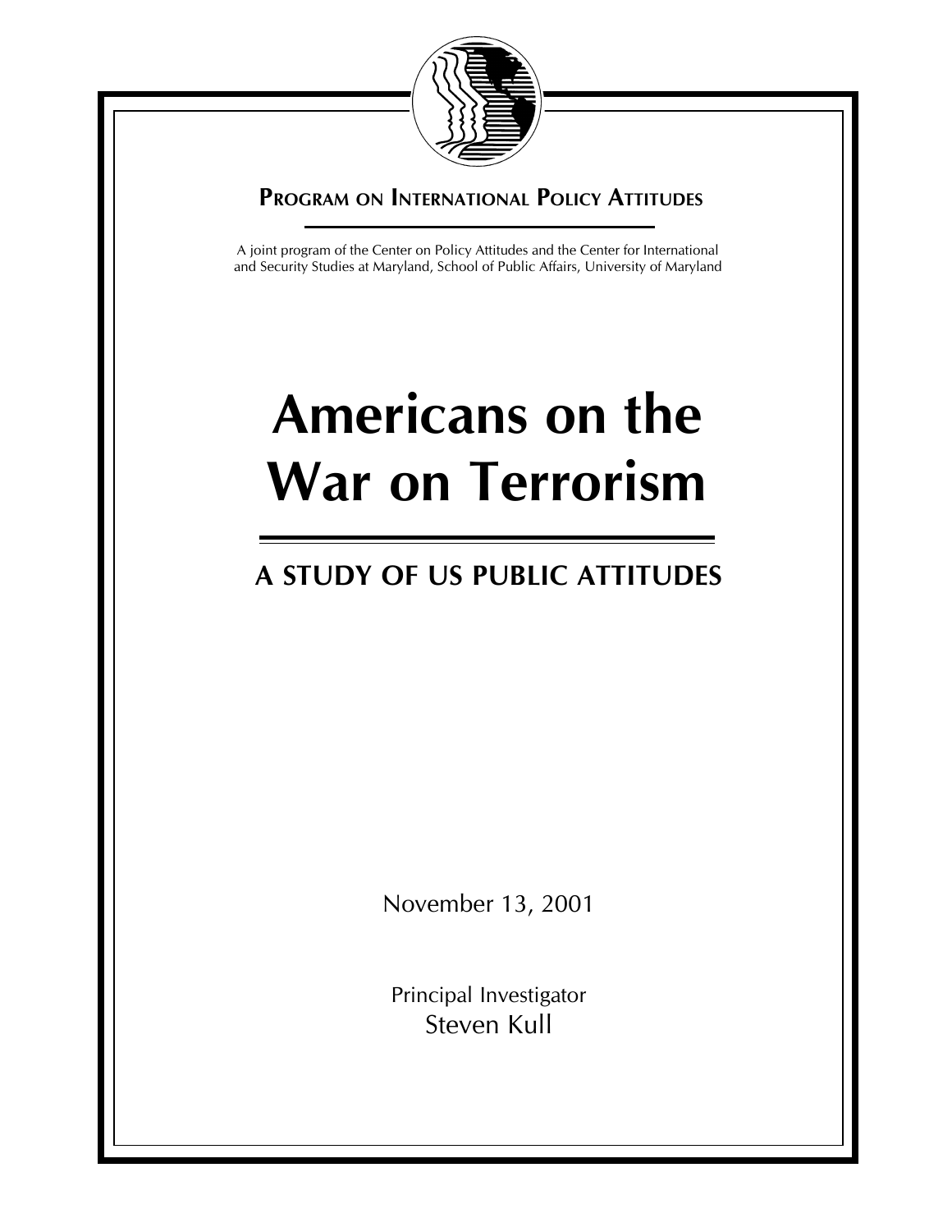**Program on International Policy Attitudes**

A joint program of the Center on Policy Attitudes and the Center for International and Security Studies at Maryland, School of Public Affairs, University of Maryland

# Americans on the War on Terrorism

## A STUDY OF US PUBLIC ATTITUDES

November 13, 2001

Principal Investigator
Steven Kull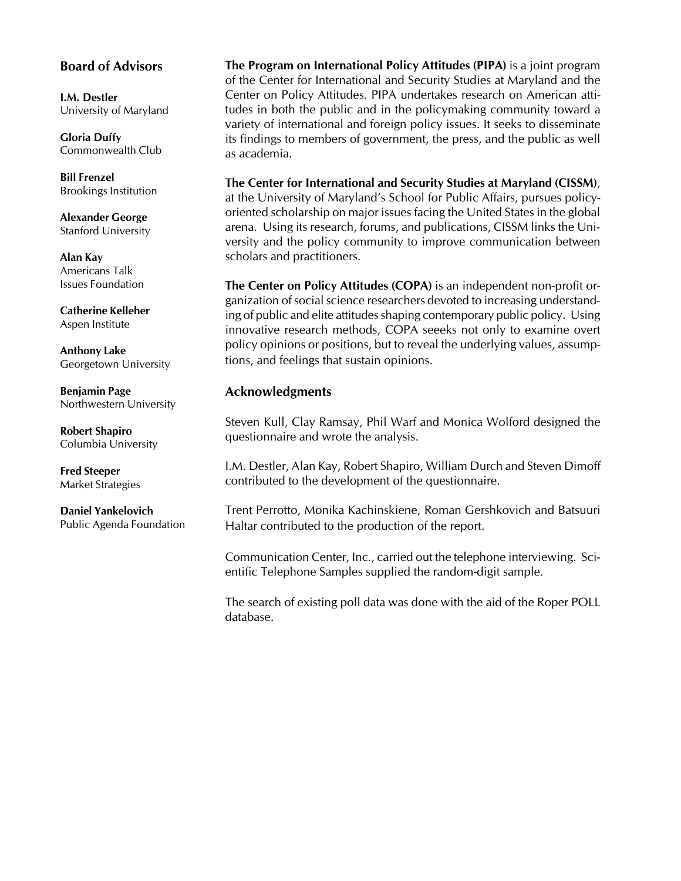## Board of Advisors

**I.M. Destler**
University of Maryland

**Gloria Duffy**
Commonwealth Club

**Bill Frenzel**
Brookings Institution

**Alexander George**
Stanford University

**Alan Kay**
Americans Talk
Issues Foundation

**Catherine Kelleher**
Aspen Institute

**Anthony Lake**
Georgetown University

**Benjamin Page**
Northwestern University

**Robert Shapiro**
Columbia University

**Fred Steeper**
Market Strategies

**Daniel Yankelovich**
Public Agenda Foundation

**The Program on International Policy Attitudes (PIPA)** is a joint program of the Center for International and Security Studies at Maryland and the Center on Policy Attitudes. PIPA undertakes research on American attitudes in both the public and in the policymaking community toward a variety of international and foreign policy issues. It seeks to disseminate its findings to members of government, the press, and the public as well as academia.

**The Center for International and Security Studies at Maryland (CISSM)**, at the University of Maryland's School for Public Affairs, pursues policy-oriented scholarship on major issues facing the United States in the global arena. Using its research, forums, and publications, CISSM links the University and the policy community to improve communication between scholars and practitioners.

**The Center on Policy Attitudes (COPA)** is an independent non-profit organization of social science researchers devoted to increasing understanding of public and elite attitudes shaping contemporary public policy. Using innovative research methods, COPA seeeks not only to examine overt policy opinions or positions, but to reveal the underlying values, assumptions, and feelings that sustain opinions.

## Acknowledgments

Steven Kull, Clay Ramsay, Phil Warf and Monica Wolford designed the questionnaire and wrote the analysis.

I.M. Destler, Alan Kay, Robert Shapiro, William Durch and Steven Dimoff contributed to the development of the questionnaire.

Trent Perrotto, Monika Kachinskiene, Roman Gershkovich and Batsuuri Haltar contributed to the production of the report.

Communication Center, Inc., carried out the telephone interviewing. Scientific Telephone Samples supplied the random-digit sample.

The search of existing poll data was done with the aid of the Roper POLL database.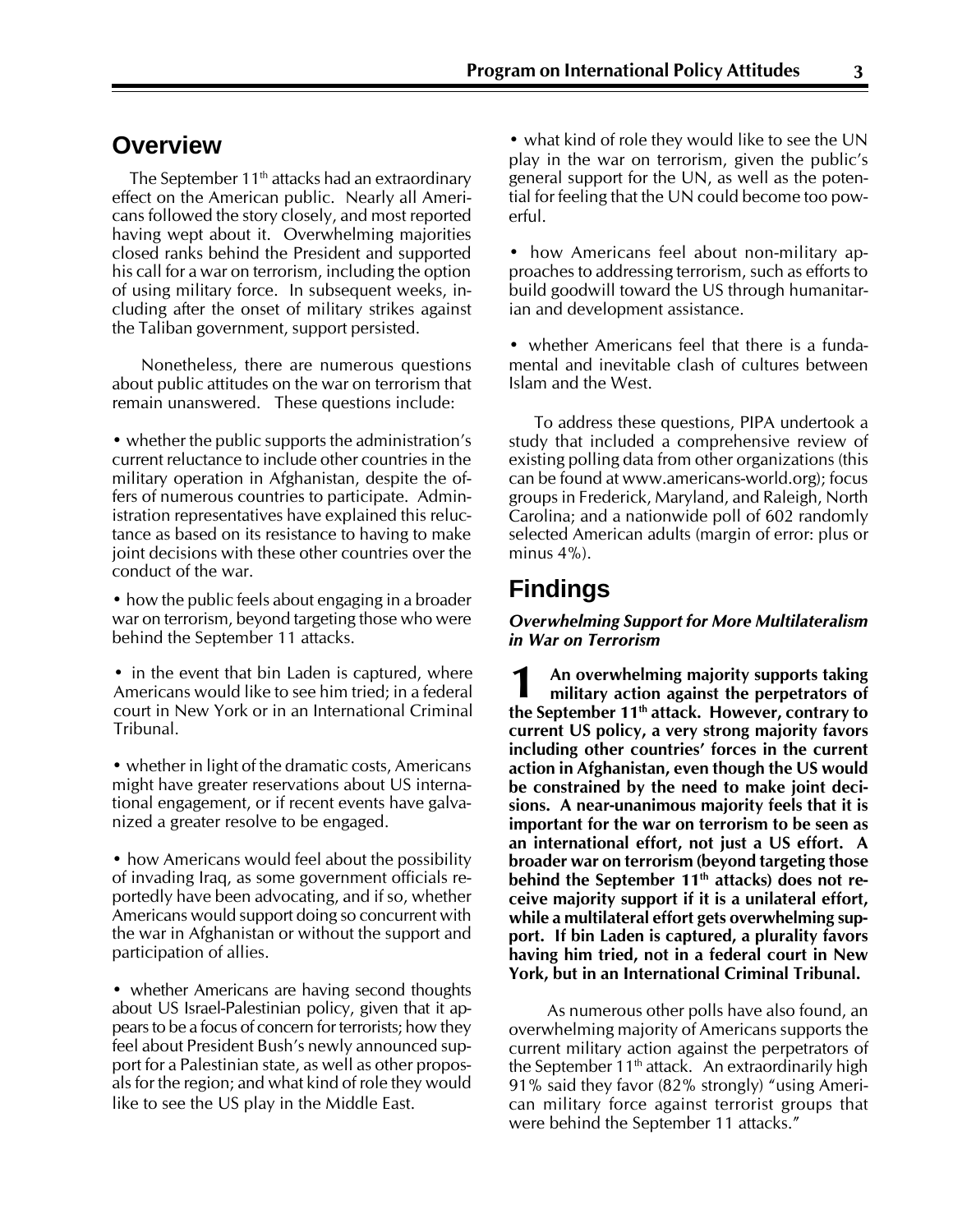## Overview

The September 11th attacks had an extraordinary effect on the American public. Nearly all Americans followed the story closely, and most reported having wept about it. Overwhelming majorities closed ranks behind the President and supported his call for a war on terrorism, including the option of using military force. In subsequent weeks, including after the onset of military strikes against the Taliban government, support persisted.

Nonetheless, there are numerous questions about public attitudes on the war on terrorism that remain unanswered. These questions include:

- whether the public supports the administration's current reluctance to include other countries in the military operation in Afghanistan, despite the offers of numerous countries to participate. Administration representatives have explained this reluctance as based on its resistance to having to make joint decisions with these other countries over the conduct of the war.
- how the public feels about engaging in a broader war on terrorism, beyond targeting those who were behind the September 11 attacks.
- in the event that bin Laden is captured, where Americans would like to see him tried; in a federal court in New York or in an International Criminal Tribunal.
- whether in light of the dramatic costs, Americans might have greater reservations about US international engagement, or if recent events have galvanized a greater resolve to be engaged.
- how Americans would feel about the possibility of invading Iraq, as some government officials reportedly have been advocating, and if so, whether Americans would support doing so concurrent with the war in Afghanistan or without the support and participation of allies.
- whether Americans are having second thoughts about US Israel-Palestinian policy, given that it appears to be a focus of concern for terrorists; how they feel about President Bush's newly announced support for a Palestinian state, as well as other proposals for the region; and what kind of role they would like to see the US play in the Middle East.
- what kind of role they would like to see the UN play in the war on terrorism, given the public's general support for the UN, as well as the potential for feeling that the UN could become too powerful.
- how Americans feel about non-military approaches to addressing terrorism, such as efforts to build goodwill toward the US through humanitarian and development assistance.
- whether Americans feel that there is a fundamental and inevitable clash of cultures between Islam and the West.

To address these questions, PIPA undertook a study that included a comprehensive review of existing polling data from other organizations (this can be found at www.americans-world.org); focus groups in Frederick, Maryland, and Raleigh, North Carolina; and a nationwide poll of 602 randomly selected American adults (margin of error: plus or minus 4%).

## Findings

### *Overwhelming Support for More Multilateralism in War on Terrorism*

**1 An overwhelming majority supports taking military action against the perpetrators of the September 11th attack. However, contrary to current US policy, a very strong majority favors including other countries' forces in the current action in Afghanistan, even though the US would be constrained by the need to make joint decisions. A near-unanimous majority feels that it is important for the war on terrorism to be seen as an international effort, not just a US effort. A broader war on terrorism (beyond targeting those behind the September 11th attacks) does not receive majority support if it is a unilateral effort, while a multilateral effort gets overwhelming support. If bin Laden is captured, a plurality favors having him tried, not in a federal court in New York, but in an International Criminal Tribunal.**

As numerous other polls have also found, an overwhelming majority of Americans supports the current military action against the perpetrators of the September 11th attack. An extraordinarily high 91% said they favor (82% strongly) "using American military force against terrorist groups that were behind the September 11 attacks."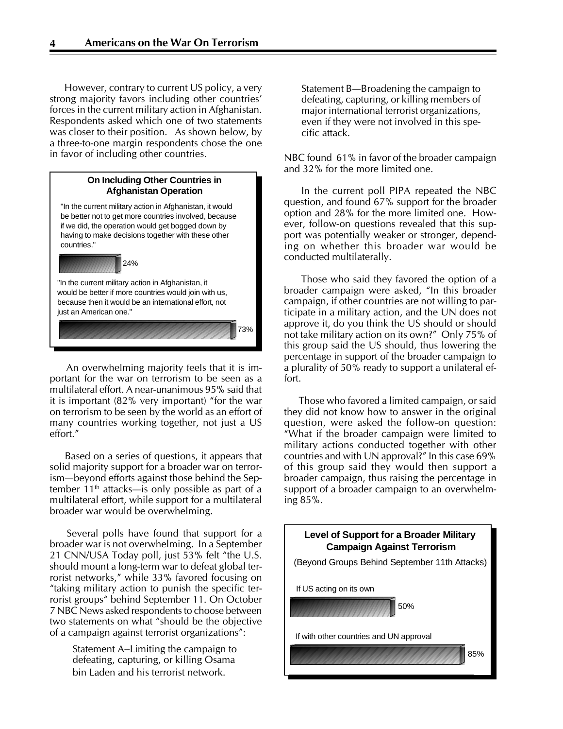However, contrary to current US policy, a very strong majority favors including other countries' forces in the current military action in Afghanistan. Respondents asked which one of two statements was closer to their position. As shown below, by a three-to-one margin respondents chose the one in favor of including other countries.

**On Including Other Countries in Afghanistan Operation**

"In the current military action in Afghanistan, it would be better not to get more countries involved, because if we did, the operation would get bogged down by having to make decisions together with these other countries."

24%

"In the current military action in Afghanistan, it would be better if more countries would join with us, because then it would be an international effort, not just an American one."

73%

An overwhelming majority feels that it is important for the war on terrorism to be seen as a multilateral effort. A near-unanimous 95% said that it is important (82% very important) "for the war on terrorism to be seen by the world as an effort of many countries working together, not just a US effort."

Based on a series of questions, it appears that solid majority support for a broader war on terrorism—beyond efforts against those behind the September 11th attacks—is only possible as part of a multilateral effort, while support for a multilateral broader war would be overwhelming.

Several polls have found that support for a broader war is not overwhelming. In a September 21 CNN/USA Today poll, just 53% felt "the U.S. should mount a long-term war to defeat global terrorist networks," while 33% favored focusing on "taking military action to punish the specific terrorist groups" behind September 11. On October 7 NBC News asked respondents to choose between two statements on what "should be the objective of a campaign against terrorist organizations":

> Statement A--Limiting the campaign to defeating, capturing, or killing Osama bin Laden and his terrorist network.
>
> Statement B—Broadening the campaign to defeating, capturing, or killing members of major international terrorist organizations, even if they were not involved in this specific attack.

NBC found 61% in favor of the broader campaign and 32% for the more limited one.

In the current poll PIPA repeated the NBC question, and found 67% support for the broader option and 28% for the more limited one. However, follow-on questions revealed that this support was potentially weaker or stronger, depending on whether this broader war would be conducted multilaterally.

Those who said they favored the option of a broader campaign were asked, "In this broader campaign, if other countries are not willing to participate in a military action, and the UN does not approve it, do you think the US should or should not take military action on its own?" Only 75% of this group said the US should, thus lowering the percentage in support of the broader campaign to a plurality of 50% ready to support a unilateral effort.

Those who favored a limited campaign, or said they did not know how to answer in the original question, were asked the follow-on question: "What if the broader campaign were limited to military actions conducted together with other countries and with UN approval?" In this case 69% of this group said they would then support a broader campaign, thus raising the percentage in support of a broader campaign to an overwhelming 85%.

**Level of Support for a Broader Military Campaign Against Terrorism**

(Beyond Groups Behind September 11th Attacks)

If US acting on its own

50%

If with other countries and UN approval

85%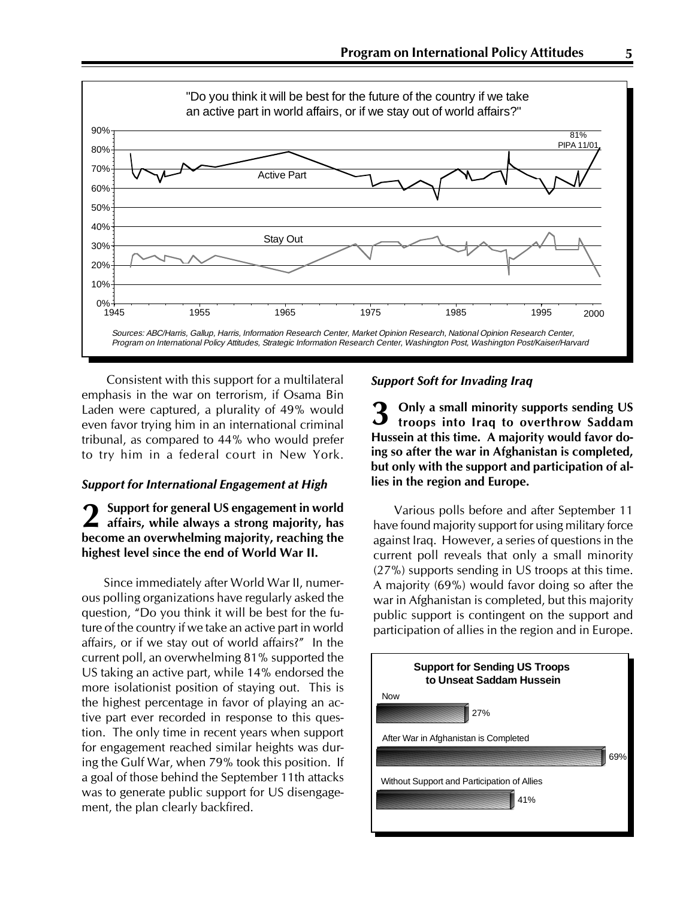"Do you think it will be best for the future of the country if we take an active part in world affairs, or if we stay out of world affairs?"

Sources: ABC/Harris, Gallup, Harris, Information Research Center, Market Opinion Research, National Opinion Research Center, Program on International Policy Attitudes, Strategic Information Research Center, Washington Post, Washington Post/Kaiser/Harvard

Consistent with this support for a multilateral emphasis in the war on terrorism, if Osama Bin Laden were captured, a plurality of 49% would even favor trying him in an international criminal tribunal, as compared to 44% who would prefer to try him in a federal court in New York.

### *Support for International Engagement at High*

**2 Support for general US engagement in world affairs, while always a strong majority, has become an overwhelming majority, reaching the highest level since the end of World War II.**

Since immediately after World War II, numerous polling organizations have regularly asked the question, "Do you think it will be best for the future of the country if we take an active part in world affairs, or if we stay out of world affairs?" In the current poll, an overwhelming 81% supported the US taking an active part, while 14% endorsed the more isolationist position of staying out. This is the highest percentage in favor of playing an active part ever recorded in response to this question. The only time in recent years when support for engagement reached similar heights was during the Gulf War, when 79% took this position. If a goal of those behind the September 11th attacks was to generate public support for US disengagement, the plan clearly backfired.

### *Support Soft for Invading Iraq*

**3 Only a small minority supports sending US troops into Iraq to overthrow Saddam Hussein at this time. A majority would favor doing so after the war in Afghanistan is completed, but only with the support and participation of allies in the region and Europe.**

Various polls before and after September 11 have found majority support for using military force against Iraq. However, a series of questions in the current poll reveals that only a small minority (27%) supports sending in US troops at this time. A majority (69%) would favor doing so after the war in Afghanistan is completed, but this majority public support is contingent on the support and participation of allies in the region and in Europe.

**Support for Sending US Troops to Unseat Saddam Hussein**

| | |
|---|---|
| Now | 27% |
| After War in Afghanistan is Completed | 69% |
| Without Support and Participation of Allies | 41% |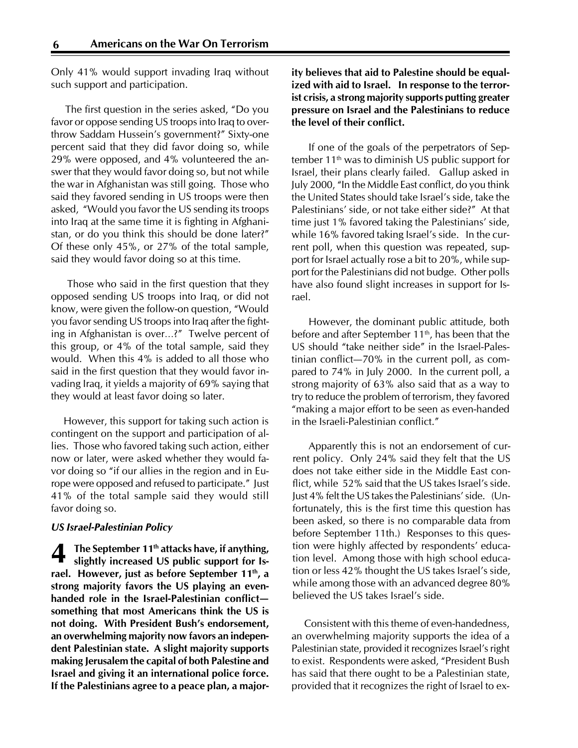Only 41% would support invading Iraq without such support and participation.

The first question in the series asked, "Do you favor or oppose sending US troops into Iraq to overthrow Saddam Hussein's government?" Sixty-one percent said that they did favor doing so, while 29% were opposed, and 4% volunteered the answer that they would favor doing so, but not while the war in Afghanistan was still going. Those who said they favored sending in US troops were then asked, "Would you favor the US sending its troops into Iraq at the same time it is fighting in Afghanistan, or do you think this should be done later?" Of these only 45%, or 27% of the total sample, said they would favor doing so at this time.

Those who said in the first question that they opposed sending US troops into Iraq, or did not know, were given the follow-on question, "Would you favor sending US troops into Iraq after the fighting in Afghanistan is over...?" Twelve percent of this group, or 4% of the total sample, said they would. When this 4% is added to all those who said in the first question that they would favor invading Iraq, it yields a majority of 69% saying that they would at least favor doing so later.

However, this support for taking such action is contingent on the support and participation of allies. Those who favored taking such action, either now or later, were asked whether they would favor doing so "if our allies in the region and in Europe were opposed and refused to participate." Just 41% of the total sample said they would still favor doing so.

### *US Israel-Palestinian Policy*

**4 The September 11th attacks have, if anything, slightly increased US public support for Israel. However, just as before September 11th, a strong majority favors the US playing an even-handed role in the Israel-Palestinian conflict—something that most Americans think the US is not doing. With President Bush's endorsement, an overwhelming majority now favors an independent Palestinian state. A slight majority supports making Jerusalem the capital of both Palestine and Israel and giving it an international police force. If the Palestinians agree to a peace plan, a majority believes that aid to Palestine should be equalized with aid to Israel. In response to the terrorist crisis, a strong majority supports putting greater pressure on Israel and the Palestinians to reduce the level of their conflict.**

If one of the goals of the perpetrators of September 11th was to diminish US public support for Israel, their plans clearly failed. Gallup asked in July 2000, "In the Middle East conflict, do you think the United States should take Israel's side, take the Palestinians' side, or not take either side?" At that time just 1% favored taking the Palestinians' side, while 16% favored taking Israel's side. In the current poll, when this question was repeated, support for Israel actually rose a bit to 20%, while support for the Palestinians did not budge. Other polls have also found slight increases in support for Israel.

However, the dominant public attitude, both before and after September 11th, has been that the US should "take neither side" in the Israel-Palestinian conflict—70% in the current poll, as compared to 74% in July 2000. In the current poll, a strong majority of 63% also said that as a way to try to reduce the problem of terrorism, they favored "making a major effort to be seen as even-handed in the Israeli-Palestinian conflict."

Apparently this is not an endorsement of current policy. Only 24% said they felt that the US does not take either side in the Middle East conflict, while 52% said that the US takes Israel's side. Just 4% felt the US takes the Palestinians' side. (Unfortunately, this is the first time this question has been asked, so there is no comparable data from before September 11th.) Responses to this question were highly affected by respondents' education level. Among those with high school education or less 42% thought the US takes Israel's side, while among those with an advanced degree 80% believed the US takes Israel's side.

Consistent with this theme of even-handedness, an overwhelming majority supports the idea of a Palestinian state, provided it recognizes Israel's right to exist. Respondents were asked, "President Bush has said that there ought to be a Palestinian state, provided that it recognizes the right of Israel to ex-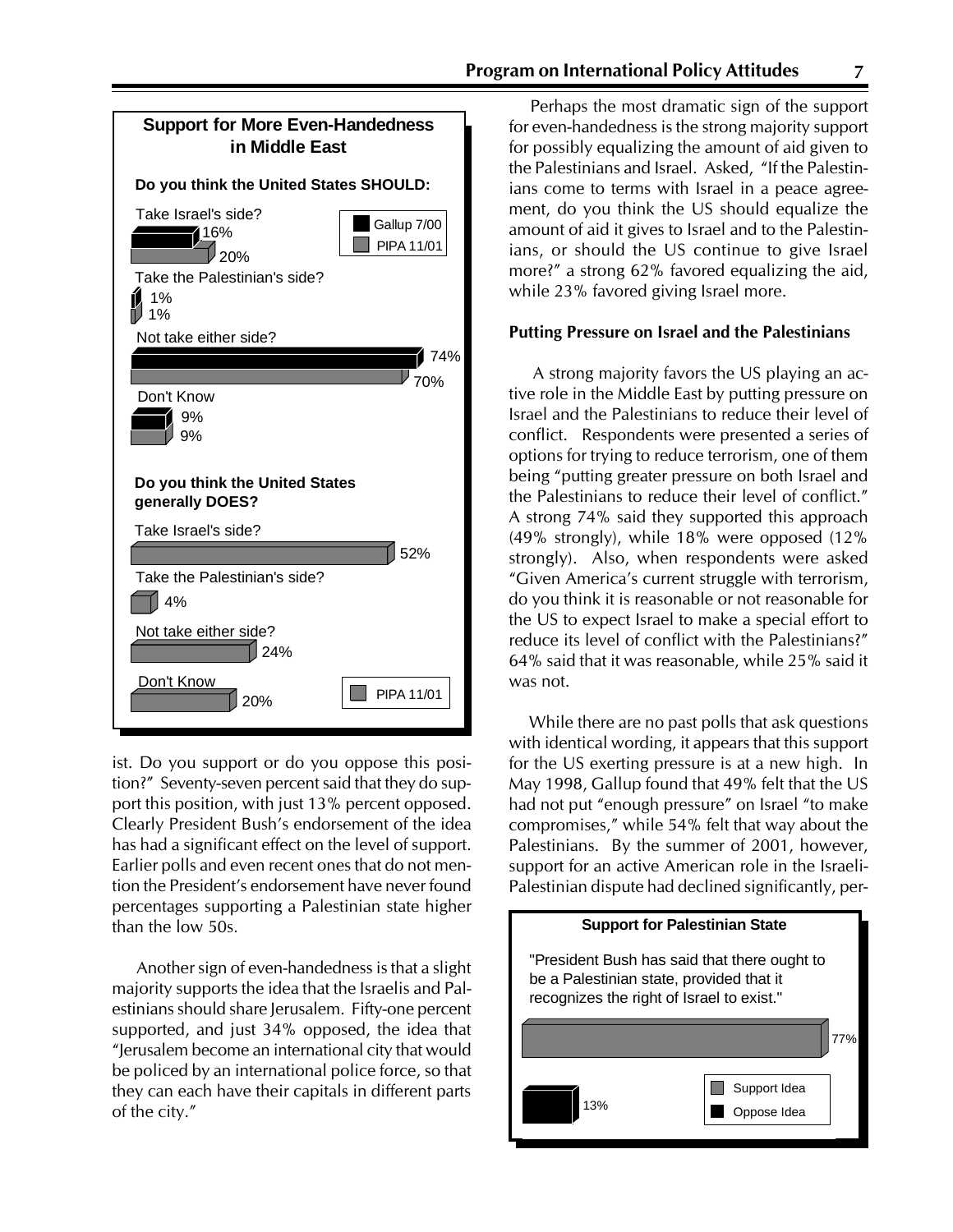**Support for More Even-Handedness in Middle East**

**Do you think the United States SHOULD:**

| | Gallup 7/00 | PIPA 11/01 |
|---|---|---|
| Take Israel's side? | 16% | 20% |
| Take the Palestinian's side? | 1% | 1% |
| Not take either side? | 74% | 70% |
| Don't Know | 9% | 9% |

**Do you think the United States generally DOES?**

| | PIPA 11/01 |
|---|---|
| Take Israel's side? | 52% |
| Take the Palestinian's side? | 4% |
| Not take either side? | 24% |
| Don't Know | 20% |

ist. Do you support or do you oppose this position?" Seventy-seven percent said that they do support this position, with just 13% percent opposed. Clearly President Bush's endorsement of the idea has had a significant effect on the level of support. Earlier polls and even recent ones that do not mention the President's endorsement have never found percentages supporting a Palestinian state higher than the low 50s.

Another sign of even-handedness is that a slight majority supports the idea that the Israelis and Palestinians should share Jerusalem. Fifty-one percent supported, and just 34% opposed, the idea that "Jerusalem become an international city that would be policed by an international police force, so that they can each have their capitals in different parts of the city."

Perhaps the most dramatic sign of the support for even-handedness is the strong majority support for possibly equalizing the amount of aid given to the Palestinians and Israel. Asked, "If the Palestinians come to terms with Israel in a peace agreement, do you think the US should equalize the amount of aid it gives to Israel and to the Palestinians, or should the US continue to give Israel more?" a strong 62% favored equalizing the aid, while 23% favored giving Israel more.

### Putting Pressure on Israel and the Palestinians

A strong majority favors the US playing an active role in the Middle East by putting pressure on Israel and the Palestinians to reduce their level of conflict. Respondents were presented a series of options for trying to reduce terrorism, one of them being "putting greater pressure on both Israel and the Palestinians to reduce their level of conflict." A strong 74% said they supported this approach (49% strongly), while 18% were opposed (12% strongly). Also, when respondents were asked "Given America's current struggle with terrorism, do you think it is reasonable or not reasonable for the US to expect Israel to make a special effort to reduce its level of conflict with the Palestinians?" 64% said that it was reasonable, while 25% said it was not.

While there are no past polls that ask questions with identical wording, it appears that this support for the US exerting pressure is at a new high. In May 1998, Gallup found that 49% felt that the US had not put "enough pressure" on Israel "to make compromises," while 54% felt that way about the Palestinians. By the summer of 2001, however, support for an active American role in the Israeli-Palestinian dispute had declined significantly, per-

**Support for Palestinian State**

"President Bush has said that there ought to be a Palestinian state, provided that it recognizes the right of Israel to exist."

| Support Idea | Oppose Idea |
|---|---|
| 77% | 13% |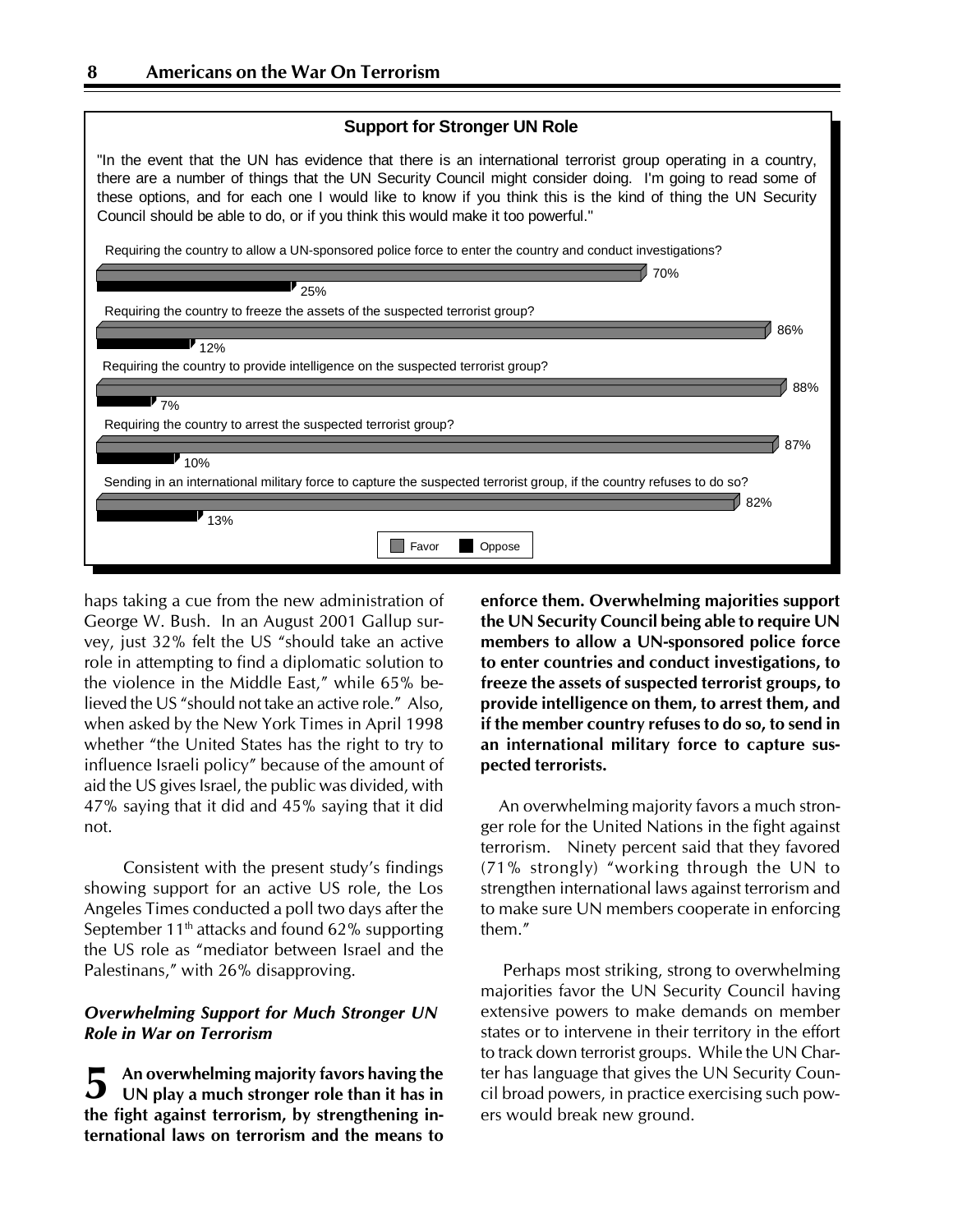**Support for Stronger UN Role**

"In the event that the UN has evidence that there is an international terrorist group operating in a country, there are a number of things that the UN Security Council might consider doing. I'm going to read some of these options, and for each one I would like to know if you think this is the kind of thing the UN Security Council should be able to do, or if you think this would make it too powerful."

| | Favor | Oppose |
|---|---|---|
| Requiring the country to allow a UN-sponsored police force to enter the country and conduct investigations? | 70% | 25% |
| Requiring the country to freeze the assets of the suspected terrorist group? | 86% | 12% |
| Requiring the country to provide intelligence on the suspected terrorist group? | 88% | 7% |
| Requiring the country to arrest the suspected terrorist group? | 87% | 10% |
| Sending in an international military force to capture the suspected terrorist group, if the country refuses to do so? | 82% | 13% |

haps taking a cue from the new administration of George W. Bush. In an August 2001 Gallup survey, just 32% felt the US "should take an active role in attempting to find a diplomatic solution to the violence in the Middle East," while 65% believed the US "should not take an active role." Also, when asked by the New York Times in April 1998 whether "the United States has the right to try to influence Israeli policy" because of the amount of aid the US gives Israel, the public was divided, with 47% saying that it did and 45% saying that it did not.

Consistent with the present study's findings showing support for an active US role, the Los Angeles Times conducted a poll two days after the September 11th attacks and found 62% supporting the US role as "mediator between Israel and the Palestinans," with 26% disapproving.

### *Overwhelming Support for Much Stronger UN Role in War on Terrorism*

**5 An overwhelming majority favors having the UN play a much stronger role than it has in the fight against terrorism, by strengthening international laws on terrorism and the means to enforce them. Overwhelming majorities support the UN Security Council being able to require UN members to allow a UN-sponsored police force to enter countries and conduct investigations, to freeze the assets of suspected terrorist groups, to provide intelligence on them, to arrest them, and if the member country refuses to do so, to send in an international military force to capture suspected terrorists.**

An overwhelming majority favors a much stronger role for the United Nations in the fight against terrorism. Ninety percent said that they favored (71% strongly) "working through the UN to strengthen international laws against terrorism and to make sure UN members cooperate in enforcing them."

Perhaps most striking, strong to overwhelming majorities favor the UN Security Council having extensive powers to make demands on member states or to intervene in their territory in the effort to track down terrorist groups. While the UN Charter has language that gives the UN Security Council broad powers, in practice exercising such powers would break new ground.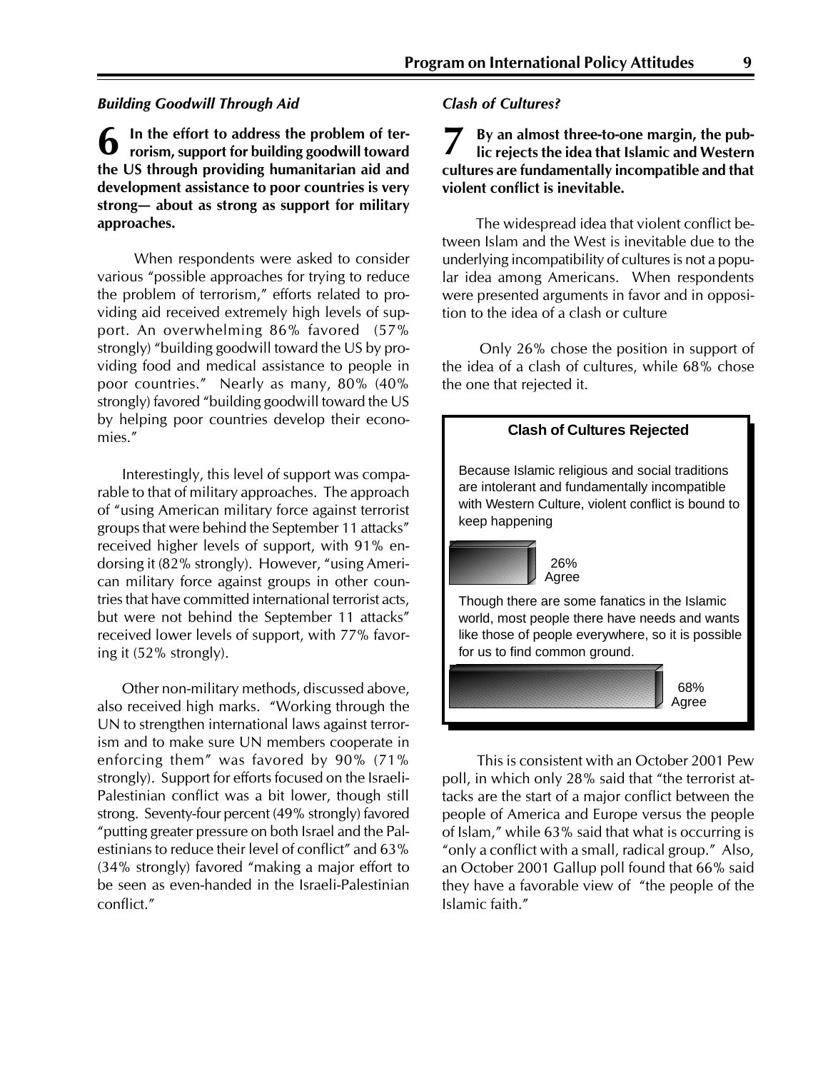### *Building Goodwill Through Aid*

**6 In the effort to address the problem of terrorism, support for building goodwill toward the US through providing humanitarian aid and development assistance to poor countries is very strong— about as strong as support for military approaches.**

When respondents were asked to consider various "possible approaches for trying to reduce the problem of terrorism," efforts related to providing aid received extremely high levels of support. An overwhelming 86% favored (57% strongly) "building goodwill toward the US by providing food and medical assistance to people in poor countries." Nearly as many, 80% (40% strongly) favored "building goodwill toward the US by helping poor countries develop their economies."

Interestingly, this level of support was comparable to that of military approaches. The approach of "using American military force against terrorist groups that were behind the September 11 attacks" received higher levels of support, with 91% endorsing it (82% strongly). However, "using American military force against groups in other countries that have committed international terrorist acts, but were not behind the September 11 attacks" received lower levels of support, with 77% favoring it (52% strongly).

Other non-military methods, discussed above, also received high marks. "Working through the UN to strengthen international laws against terrorism and to make sure UN members cooperate in enforcing them" was favored by 90% (71% strongly). Support for efforts focused on the Israeli-Palestinian conflict was a bit lower, though still strong. Seventy-four percent (49% strongly) favored "putting greater pressure on both Israel and the Palestinians to reduce their level of conflict" and 63% (34% strongly) favored "making a major effort to be seen as even-handed in the Israeli-Palestinian conflict."

### *Clash of Cultures?*

**7 By an almost three-to-one margin, the public rejects the idea that Islamic and Western cultures are fundamentally incompatible and that violent conflict is inevitable.**

The widespread idea that violent conflict between Islam and the West is inevitable due to the underlying incompatibility of cultures is not a popular idea among Americans. When respondents were presented arguments in favor and in opposition to the idea of a clash or culture

Only 26% chose the position in support of the idea of a clash of cultures, while 68% chose the one that rejected it.

**Clash of Cultures Rejected**

Because Islamic religious and social traditions are intolerant and fundamentally incompatible with Western Culture, violent conflict is bound to keep happening

26% Agree

Though there are some fanatics in the Islamic world, most people there have needs and wants like those of people everywhere, so it is possible for us to find common ground.

68% Agree

This is consistent with an October 2001 Pew poll, in which only 28% said that "the terrorist attacks are the start of a major conflict between the people of America and Europe versus the people of Islam," while 63% said that what is occurring is "only a conflict with a small, radical group." Also, an October 2001 Gallup poll found that 66% said they have a favorable view of "the people of the Islamic faith."